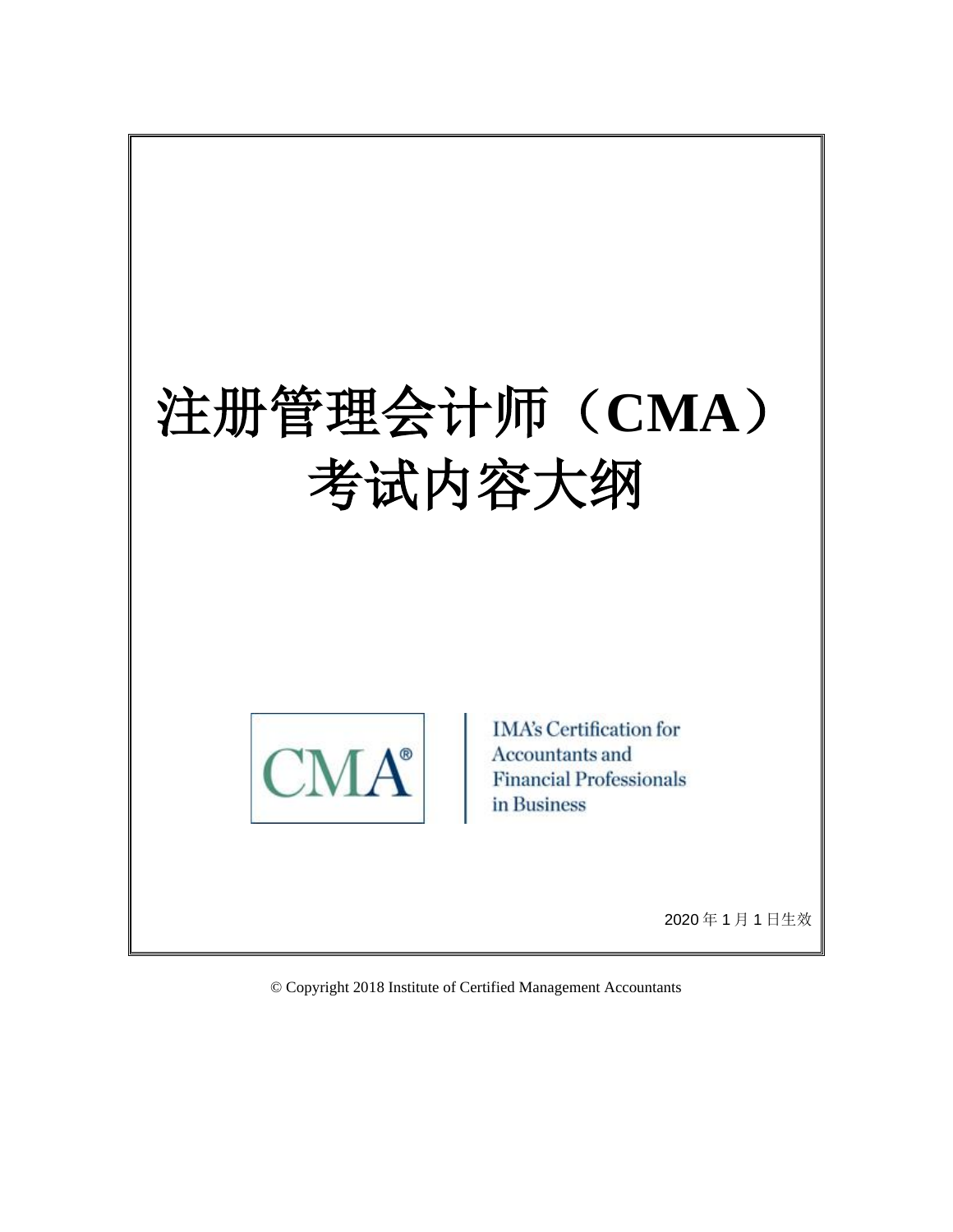# 注册管理会计师（CMA）考试内容大纲

CMA®

IMA's Certification for Accountants and Financial Professionals in Business

2020 年 1 月 1 日生效

© Copyright 2018 Institute of Certified Management Accountants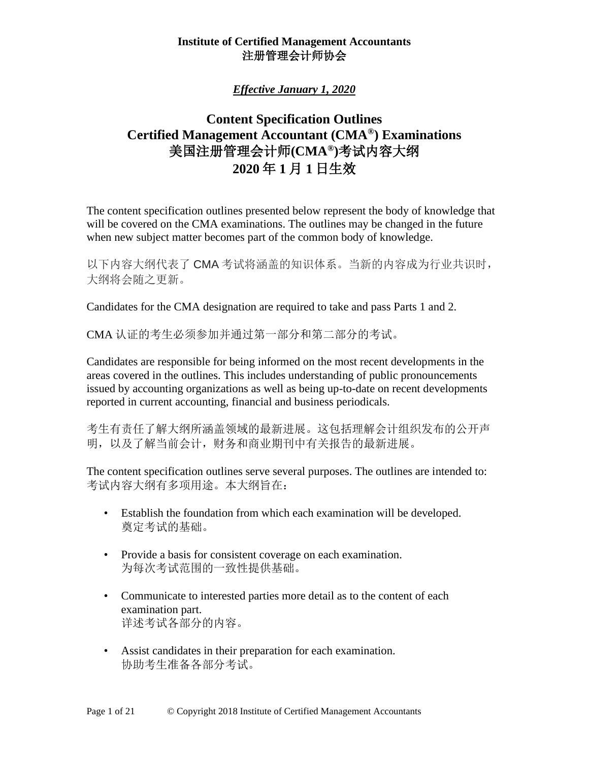**Institute of Certified Management Accountants**
**注册管理会计师协会**

***Effective January 1, 2020***

# Content Specification Outlines
# Certified Management Accountant (CMA®) Examinations
# 美国注册管理会计师(CMA®)考试内容大纲
# 2020 年 1 月 1 日生效

The content specification outlines presented below represent the body of knowledge that will be covered on the CMA examinations. The outlines may be changed in the future when new subject matter becomes part of the common body of knowledge.

以下内容大纲代表了 CMA 考试将涵盖的知识体系。当新的内容成为行业共识时，大纲将会随之更新。

Candidates for the CMA designation are required to take and pass Parts 1 and 2.

CMA 认证的考生必须参加并通过第一部分和第二部分的考试。

Candidates are responsible for being informed on the most recent developments in the areas covered in the outlines. This includes understanding of public pronouncements issued by accounting organizations as well as being up-to-date on recent developments reported in current accounting, financial and business periodicals.

考生有责任了解大纲所涵盖领域的最新进展。这包括理解会计组织发布的公开声明，以及了解当前会计，财务和商业期刊中有关报告的最新进展。

The content specification outlines serve several purposes. The outlines are intended to:
考试内容大纲有多项用途。本大纲旨在：

- Establish the foundation from which each examination will be developed.
  奠定考试的基础。

- Provide a basis for consistent coverage on each examination.
  为每次考试范围的一致性提供基础。

- Communicate to interested parties more detail as to the content of each examination part.
  详述考试各部分的内容。

- Assist candidates in their preparation for each examination.
  协助考生准备各部分考试。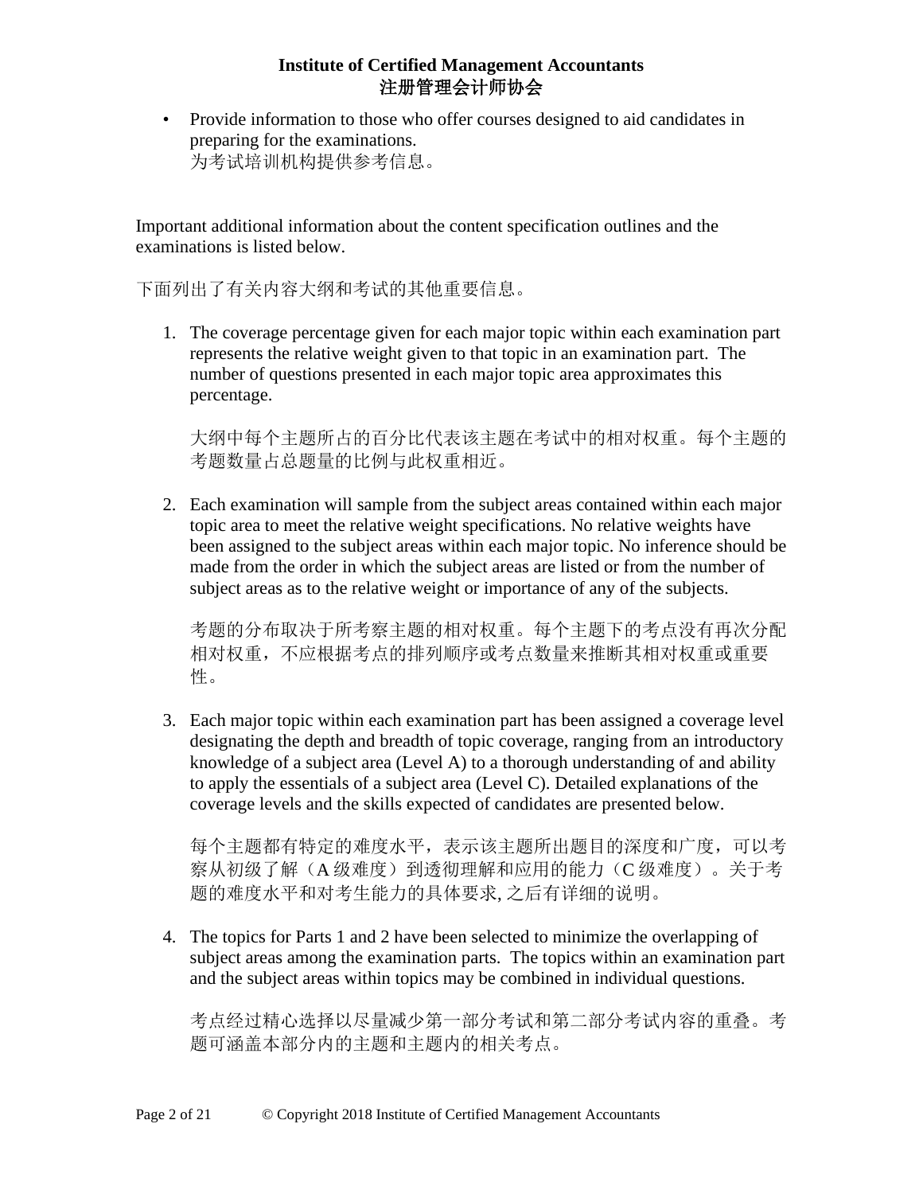- Provide information to those who offer courses designed to aid candidates in preparing for the examinations.
  为考试培训机构提供参考信息。

Important additional information about the content specification outlines and the examinations is listed below.

下面列出了有关内容大纲和考试的其他重要信息。

1. The coverage percentage given for each major topic within each examination part represents the relative weight given to that topic in an examination part. The number of questions presented in each major topic area approximates this percentage.

   大纲中每个主题所占的百分比代表该主题在考试中的相对权重。每个主题的考题数量占总题量的比例与此权重相近。

2. Each examination will sample from the subject areas contained within each major topic area to meet the relative weight specifications. No relative weights have been assigned to the subject areas within each major topic. No inference should be made from the order in which the subject areas are listed or from the number of subject areas as to the relative weight or importance of any of the subjects.

   考题的分布取决于所考察主题的相对权重。每个主题下的考点没有再次分配相对权重，不应根据考点的排列顺序或考点数量来推断其相对权重或重要性。

3. Each major topic within each examination part has been assigned a coverage level designating the depth and breadth of topic coverage, ranging from an introductory knowledge of a subject area (Level A) to a thorough understanding of and ability to apply the essentials of a subject area (Level C). Detailed explanations of the coverage levels and the skills expected of candidates are presented below.

   每个主题都有特定的难度水平，表示该主题所出题目的深度和广度，可以考察从初级了解（A 级难度）到透彻理解和应用的能力（C 级难度）。关于考题的难度水平和对考生能力的具体要求, 之后有详细的说明。

4. The topics for Parts 1 and 2 have been selected to minimize the overlapping of subject areas among the examination parts. The topics within an examination part and the subject areas within topics may be combined in individual questions.

   考点经过精心选择以尽量减少第一部分考试和第二部分考试内容的重叠。考题可涵盖本部分内的主题和主题内的相关考点。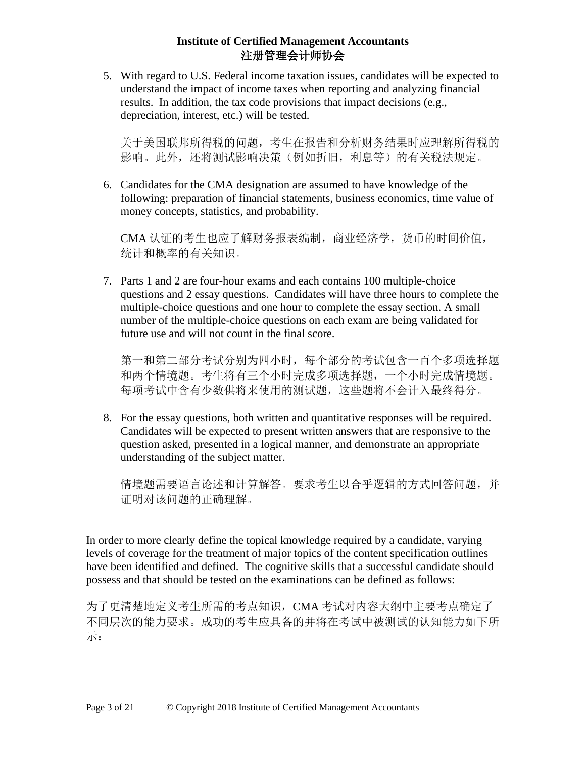5. With regard to U.S. Federal income taxation issues, candidates will be expected to understand the impact of income taxes when reporting and analyzing financial results. In addition, the tax code provisions that impact decisions (e.g., depreciation, interest, etc.) will be tested.

   关于美国联邦所得税的问题，考生在报告和分析财务结果时应理解所得税的影响。此外，还将测试影响决策（例如折旧，利息等）的有关税法规定。

6. Candidates for the CMA designation are assumed to have knowledge of the following: preparation of financial statements, business economics, time value of money concepts, statistics, and probability.

   CMA 认证的考生也应了解财务报表编制，商业经济学，货币的时间价值，统计和概率的有关知识。

7. Parts 1 and 2 are four-hour exams and each contains 100 multiple-choice questions and 2 essay questions. Candidates will have three hours to complete the multiple-choice questions and one hour to complete the essay section. A small number of the multiple-choice questions on each exam are being validated for future use and will not count in the final score.

   第一和第二部分考试分别为四小时，每个部分的考试包含一百个多项选择题和两个情境题。考生将有三个小时完成多项选择题，一个小时完成情境题。每项考试中含有少数供将来使用的测试题，这些题将不会计入最终得分。

8. For the essay questions, both written and quantitative responses will be required. Candidates will be expected to present written answers that are responsive to the question asked, presented in a logical manner, and demonstrate an appropriate understanding of the subject matter.

   情境题需要语言论述和计算解答。要求考生以合乎逻辑的方式回答问题，并证明对该问题的正确理解。

In order to more clearly define the topical knowledge required by a candidate, varying levels of coverage for the treatment of major topics of the content specification outlines have been identified and defined. The cognitive skills that a successful candidate should possess and that should be tested on the examinations can be defined as follows:

为了更清楚地定义考生所需的考点知识，CMA 考试对内容大纲中主要考点确定了不同层次的能力要求。成功的考生应具备的并将在考试中被测试的认知能力如下所示：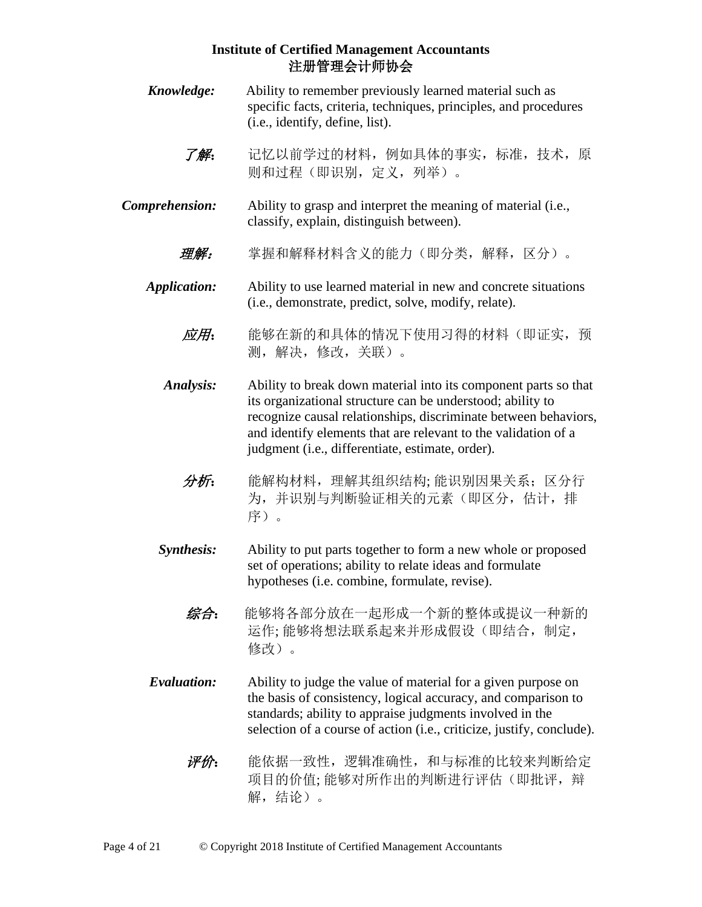***Knowledge:*** Ability to remember previously learned material such as specific facts, criteria, techniques, principles, and procedures (i.e., identify, define, list).

***了解*：** 记忆以前学过的材料，例如具体的事实，标准，技术，原则和过程（即识别，定义，列举）。

***Comprehension:*** Ability to grasp and interpret the meaning of material (i.e., classify, explain, distinguish between).

***理解：*** 掌握和解释材料含义的能力（即分类，解释，区分）。

***Application:*** Ability to use learned material in new and concrete situations (i.e., demonstrate, predict, solve, modify, relate).

***应用*：** 能够在新的和具体的情况下使用习得的材料（即证实，预测，解决，修改，关联）。

***Analysis:*** Ability to break down material into its component parts so that its organizational structure can be understood; ability to recognize causal relationships, discriminate between behaviors, and identify elements that are relevant to the validation of a judgment (i.e., differentiate, estimate, order).

***分析*：** 能解构材料，理解其组织结构; 能识别因果关系；区分行为，并识别与判断验证相关的元素（即区分，估计，排序）。

***Synthesis:*** Ability to put parts together to form a new whole or proposed set of operations; ability to relate ideas and formulate hypotheses (i.e. combine, formulate, revise).

***综合*：** 能够将各部分放在一起形成一个新的整体或提议一种新的运作; 能够将想法联系起来并形成假设（即结合，制定，修改）。

***Evaluation:*** Ability to judge the value of material for a given purpose on the basis of consistency, logical accuracy, and comparison to standards; ability to appraise judgments involved in the selection of a course of action (i.e., criticize, justify, conclude).

***评价*：** 能依据一致性，逻辑准确性，和与标准的比较来判断给定项目的价值; 能够对所作出的判断进行评估（即批评，辩解，结论）。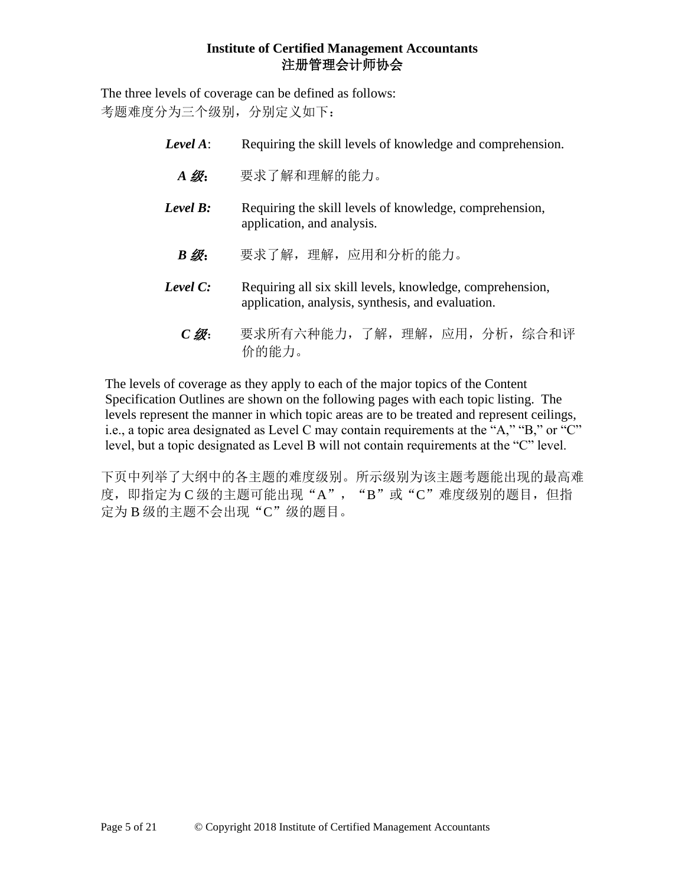The three levels of coverage can be defined as follows:
考题难度分为三个级别，分别定义如下：

***Level A***: Requiring the skill levels of knowledge and comprehension.

***A 级***: 要求了解和理解的能力。

***Level B:*** Requiring the skill levels of knowledge, comprehension, application, and analysis.

***B 级***: 要求了解，理解，应用和分析的能力。

***Level C:*** Requiring all six skill levels, knowledge, comprehension, application, analysis, synthesis, and evaluation.

***C 级***: 要求所有六种能力，了解，理解，应用，分析，综合和评价的能力。

The levels of coverage as they apply to each of the major topics of the Content Specification Outlines are shown on the following pages with each topic listing. The levels represent the manner in which topic areas are to be treated and represent ceilings, i.e., a topic area designated as Level C may contain requirements at the "A," "B," or "C" level, but a topic designated as Level B will not contain requirements at the "C" level.

下页中列举了大纲中的各主题的难度级别。所示级别为该主题考题能出现的最高难度，即指定为 C 级的主题可能出现"A"，"B"或"C"难度级别的题目，但指定为 B 级的主题不会出现"C"级的题目。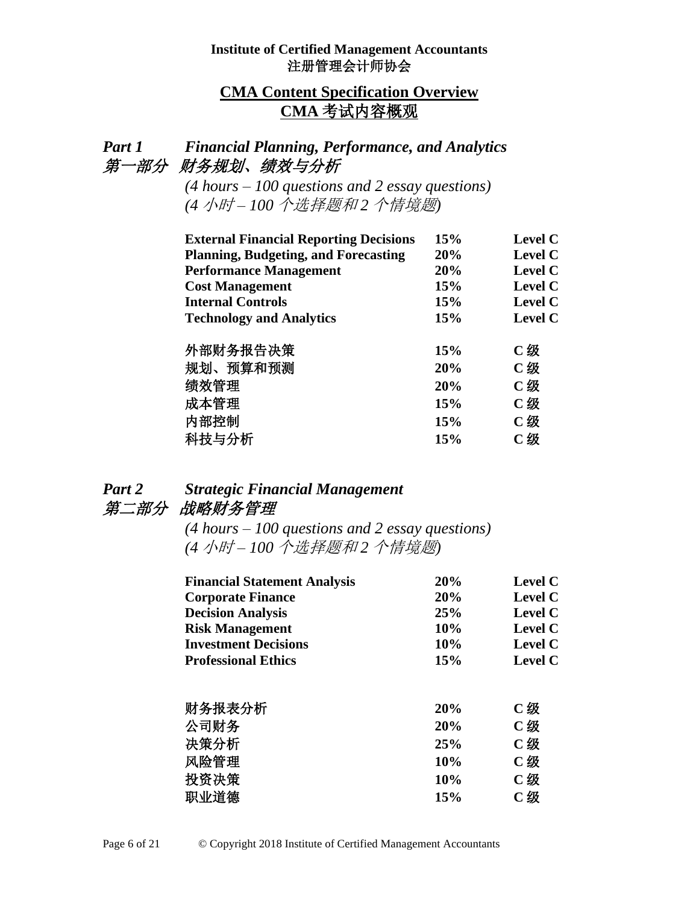**Institute of Certified Management Accountants**
**注册管理会计师协会**

# CMA Content Specification Overview
# CMA 考试内容概观

## *Part 1　Financial Planning, Performance, and Analytics*
## *第一部分　财务规划、绩效与分析*

*(4 hours – 100 questions and 2 essay questions)*
*(4 小时 – 100 个选择题和 2 个情境题)*

| | | |
|---|---|---|
| **External Financial Reporting Decisions** | **15%** | **Level C** |
| **Planning, Budgeting, and Forecasting** | **20%** | **Level C** |
| **Performance Management** | **20%** | **Level C** |
| **Cost Management** | **15%** | **Level C** |
| **Internal Controls** | **15%** | **Level C** |
| **Technology and Analytics** | **15%** | **Level C** |

| | | |
|---|---|---|
| 外部财务报告决策 | **15%** | **C 级** |
| 规划、预算和预测 | **20%** | **C 级** |
| 绩效管理 | **20%** | **C 级** |
| 成本管理 | **15%** | **C 级** |
| 内部控制 | **15%** | **C 级** |
| 科技与分析 | **15%** | **C 级** |

## *Part 2　Strategic Financial Management*
## *第二部分　战略财务管理*

*(4 hours – 100 questions and 2 essay questions)*
*(4 小时 – 100 个选择题和 2 个情境题)*

| | | |
|---|---|---|
| **Financial Statement Analysis** | **20%** | **Level C** |
| **Corporate Finance** | **20%** | **Level C** |
| **Decision Analysis** | **25%** | **Level C** |
| **Risk Management** | **10%** | **Level C** |
| **Investment Decisions** | **10%** | **Level C** |
| **Professional Ethics** | **15%** | **Level C** |

| | | |
|---|---|---|
| 财务报表分析 | **20%** | **C 级** |
| 公司财务 | **20%** | **C 级** |
| 决策分析 | **25%** | **C 级** |
| 风险管理 | **10%** | **C 级** |
| 投资决策 | **10%** | **C 级** |
| 职业道德 | **15%** | **C 级** |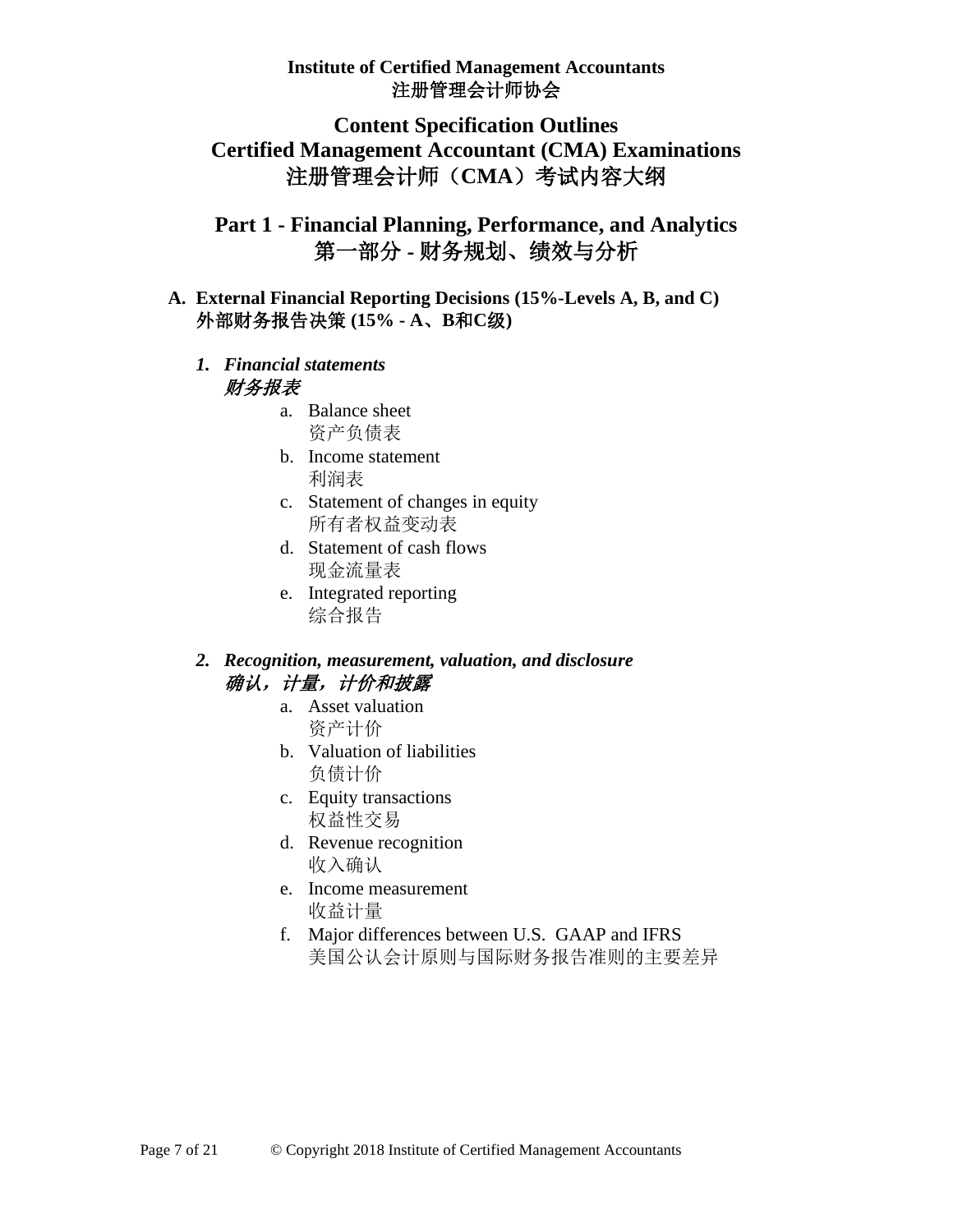**Institute of Certified Management Accountants**
**注册管理会计师协会**

# Content Specification Outlines
# Certified Management Accountant (CMA) Examinations
# 注册管理会计师（CMA）考试内容大纲

## Part 1 - Financial Planning, Performance, and Analytics
## 第一部分 - 财务规划、绩效与分析

### A. External Financial Reporting Decisions (15%-Levels A, B, and C)
### 外部财务报告决策 (15% - A、B和C级)

#### *1. Financial statements*
#### *财务报表*

a. Balance sheet
   资产负债表
b. Income statement
   利润表
c. Statement of changes in equity
   所有者权益变动表
d. Statement of cash flows
   现金流量表
e. Integrated reporting
   综合报告

#### *2. Recognition, measurement, valuation, and disclosure*
#### *确认，计量，计价和披露*

a. Asset valuation
   资产计价
b. Valuation of liabilities
   负债计价
c. Equity transactions
   权益性交易
d. Revenue recognition
   收入确认
e. Income measurement
   收益计量
f. Major differences between U.S. GAAP and IFRS
   美国公认会计原则与国际财务报告准则的主要差异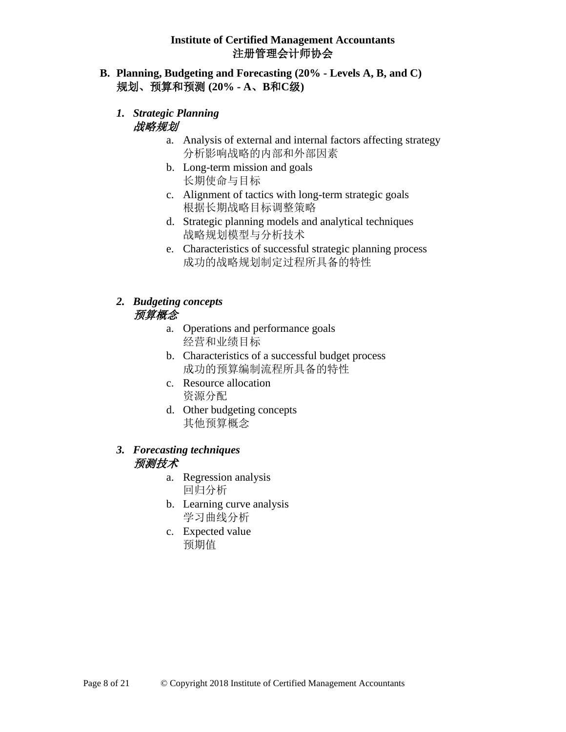**Institute of Certified Management Accountants**
**注册管理会计师协会**

## B. Planning, Budgeting and Forecasting (20% - Levels A, B, and C)
## 规划、预算和预测 (20% - A、B和C级)

### *1. Strategic Planning*
### *战略规划*

a. Analysis of external and internal factors affecting strategy
   分析影响战略的内部和外部因素
b. Long-term mission and goals
   长期使命与目标
c. Alignment of tactics with long-term strategic goals
   根据长期战略目标调整策略
d. Strategic planning models and analytical techniques
   战略规划模型与分析技术
e. Characteristics of successful strategic planning process
   成功的战略规划制定过程所具备的特性

### *2. Budgeting concepts*
### *预算概念*

a. Operations and performance goals
   经营和业绩目标
b. Characteristics of a successful budget process
   成功的预算编制流程所具备的特性
c. Resource allocation
   资源分配
d. Other budgeting concepts
   其他预算概念

### *3. Forecasting techniques*
### *预测技术*

a. Regression analysis
   回归分析
b. Learning curve analysis
   学习曲线分析
c. Expected value
   预期值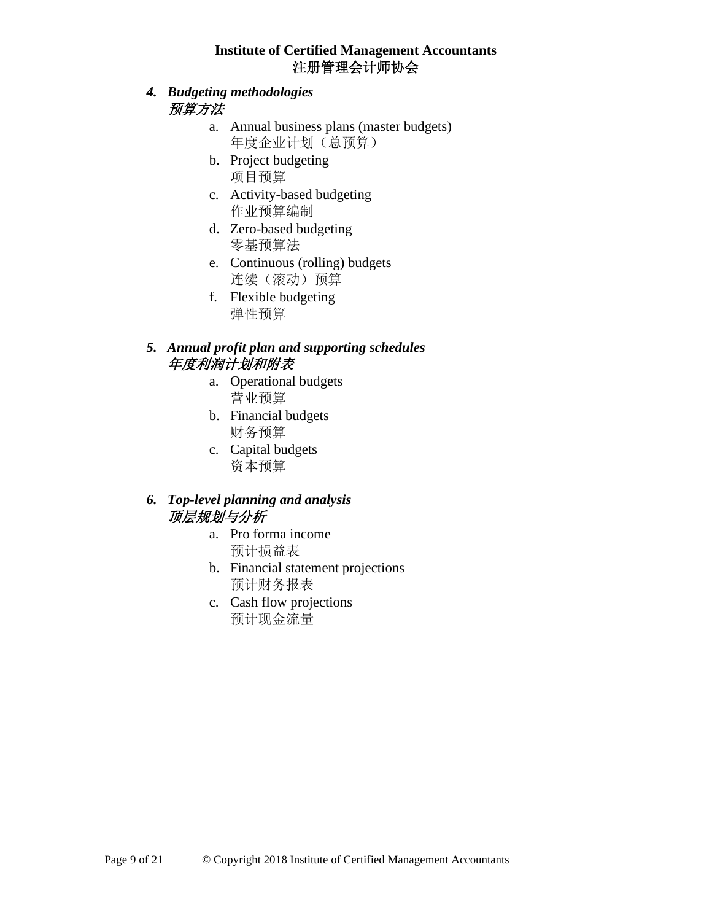***4. Budgeting methodologies***
***预算方法***

a. Annual business plans (master budgets)
   年度企业计划（总预算）
b. Project budgeting
   项目预算
c. Activity-based budgeting
   作业预算编制
d. Zero-based budgeting
   零基预算法
e. Continuous (rolling) budgets
   连续（滚动）预算
f. Flexible budgeting
   弹性预算

***5. Annual profit plan and supporting schedules***
***年度利润计划和附表***

a. Operational budgets
   营业预算
b. Financial budgets
   财务预算
c. Capital budgets
   资本预算

***6. Top-level planning and analysis***
***顶层规划与分析***

a. Pro forma income
   预计损益表
b. Financial statement projections
   预计财务报表
c. Cash flow projections
   预计现金流量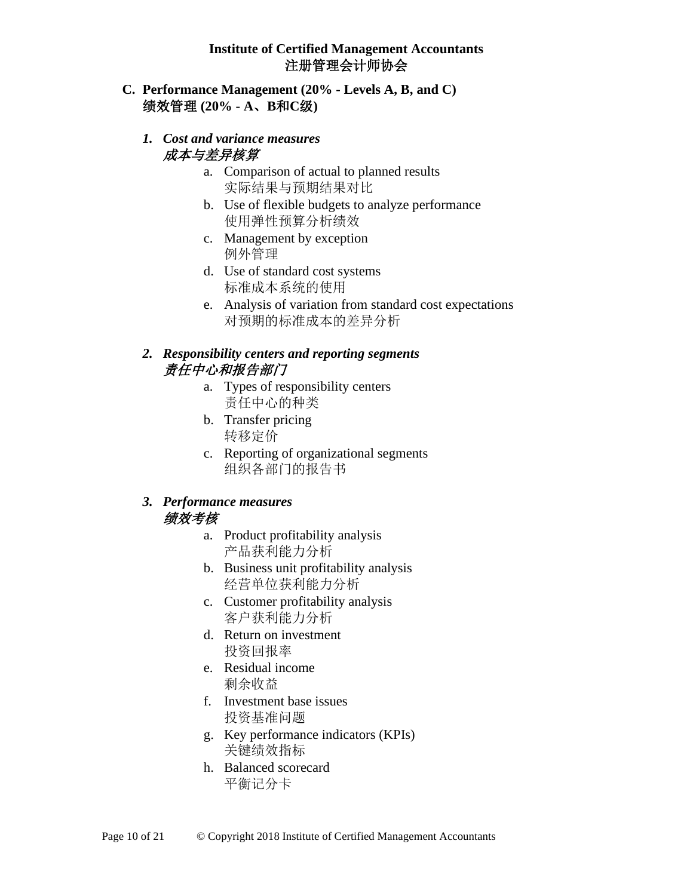## C. Performance Management (20% - Levels A, B, and C)
## 绩效管理 (20% - A、B和C级)

### *1. Cost and variance measures*
### *成本与差异核算*

a. Comparison of actual to planned results
   实际结果与预期结果对比
b. Use of flexible budgets to analyze performance
   使用弹性预算分析绩效
c. Management by exception
   例外管理
d. Use of standard cost systems
   标准成本系统的使用
e. Analysis of variation from standard cost expectations
   对预期的标准成本的差异分析

### *2. Responsibility centers and reporting segments*
### *责任中心和报告部门*

a. Types of responsibility centers
   责任中心的种类
b. Transfer pricing
   转移定价
c. Reporting of organizational segments
   组织各部门的报告书

### *3. Performance measures*
### *绩效考核*

a. Product profitability analysis
   产品获利能力分析
b. Business unit profitability analysis
   经营单位获利能力分析
c. Customer profitability analysis
   客户获利能力分析
d. Return on investment
   投资回报率
e. Residual income
   剩余收益
f. Investment base issues
   投资基准问题
g. Key performance indicators (KPIs)
   关键绩效指标
h. Balanced scorecard
   平衡记分卡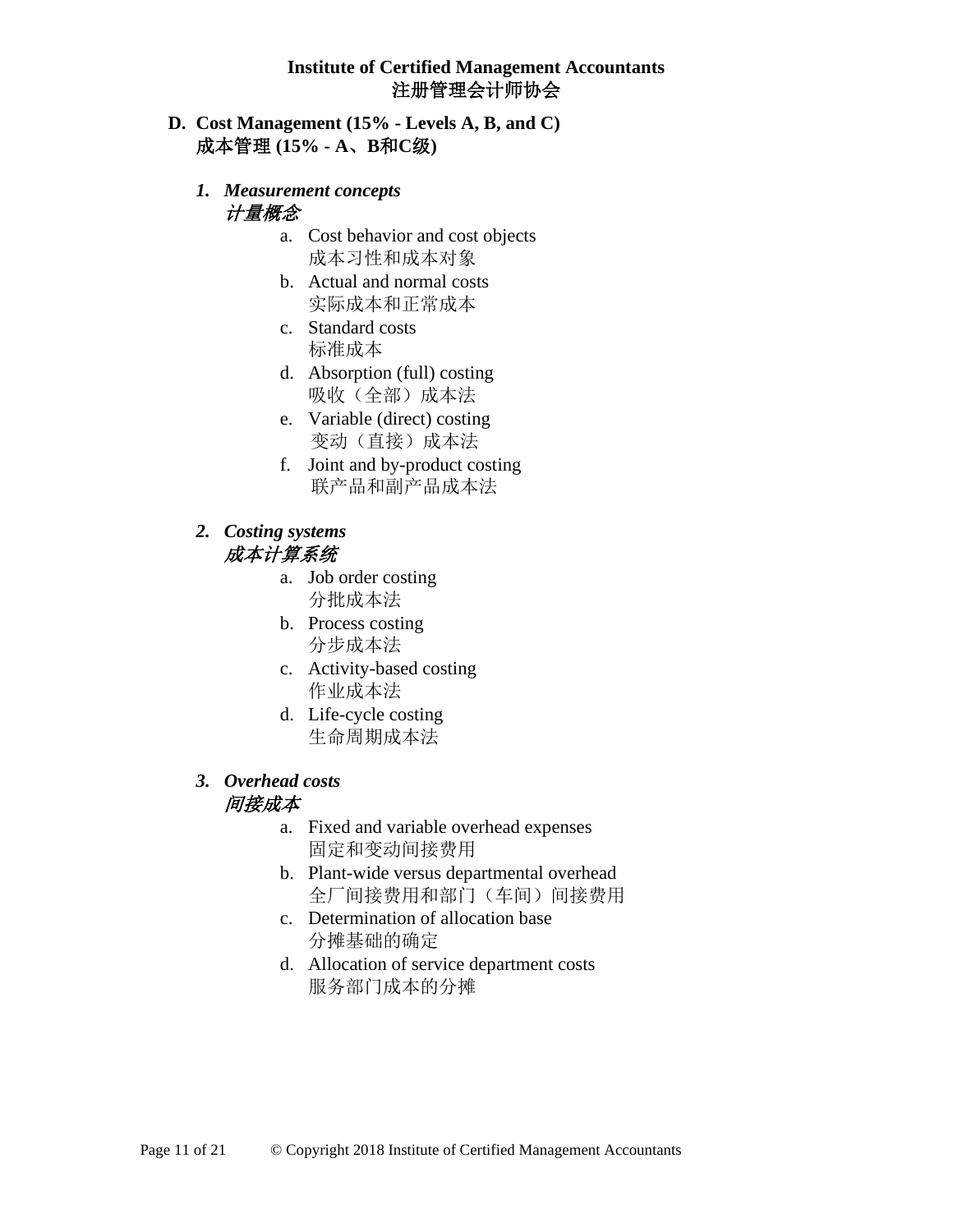**Institute of Certified Management Accountants**
**注册管理会计师协会**

## D. Cost Management (15% - Levels A, B, and C)
## 成本管理 (15% - A、B和C级)

### *1. Measurement concepts*
### *计量概念*

a. Cost behavior and cost objects
成本习性和成本对象
b. Actual and normal costs
实际成本和正常成本
c. Standard costs
标准成本
d. Absorption (full) costing
吸收（全部）成本法
e. Variable (direct) costing
变动（直接）成本法
f. Joint and by-product costing
联产品和副产品成本法

### *2. Costing systems*
### *成本计算系统*

a. Job order costing
分批成本法
b. Process costing
分步成本法
c. Activity-based costing
作业成本法
d. Life-cycle costing
生命周期成本法

### *3. Overhead costs*
### *间接成本*

a. Fixed and variable overhead expenses
固定和变动间接费用
b. Plant-wide versus departmental overhead
全厂间接费用和部门（车间）间接费用
c. Determination of allocation base
分摊基础的确定
d. Allocation of service department costs
服务部门成本的分摊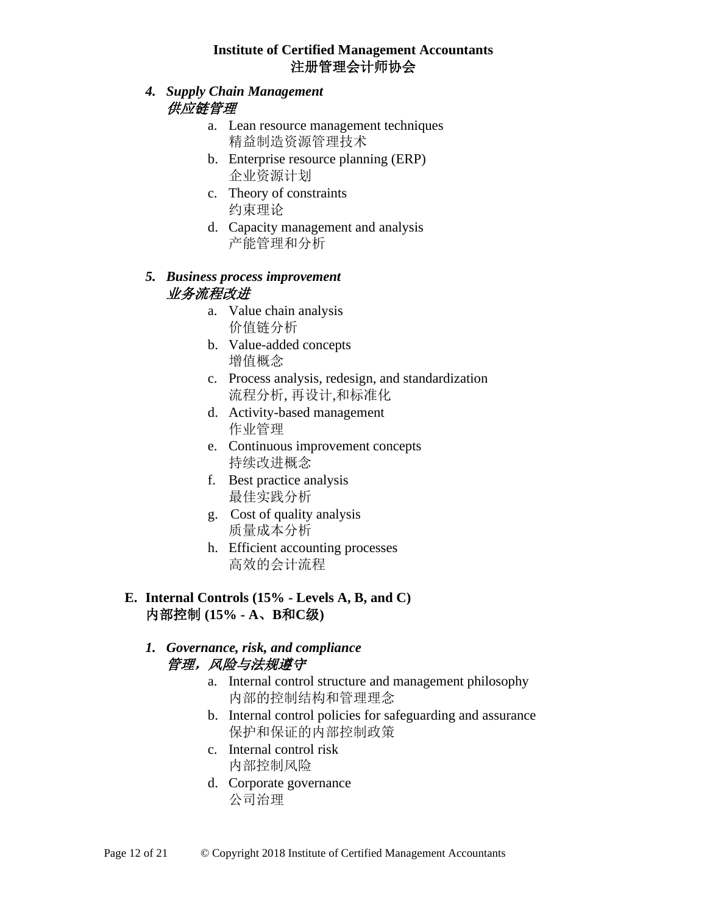### *4. Supply Chain Management*
### *供应链管理*

a. Lean resource management techniques
   精益制造资源管理技术
b. Enterprise resource planning (ERP)
   企业资源计划
c. Theory of constraints
   约束理论
d. Capacity management and analysis
   产能管理和分析

### *5. Business process improvement*
### *业务流程改进*

a. Value chain analysis
   价值链分析
b. Value-added concepts
   增值概念
c. Process analysis, redesign, and standardization
   流程分析, 再设计,和标准化
d. Activity-based management
   作业管理
e. Continuous improvement concepts
   持续改进概念
f. Best practice analysis
   最佳实践分析
g. Cost of quality analysis
   质量成本分析
h. Efficient accounting processes
   高效的会计流程

## E. Internal Controls (15% - Levels A, B, and C)
## 内部控制 (15% - A、B和C级)

### *1. Governance, risk, and compliance*
### *管理，风险与法规遵守*

a. Internal control structure and management philosophy
   内部的控制结构和管理理念
b. Internal control policies for safeguarding and assurance
   保护和保证的内部控制政策
c. Internal control risk
   内部控制风险
d. Corporate governance
   公司治理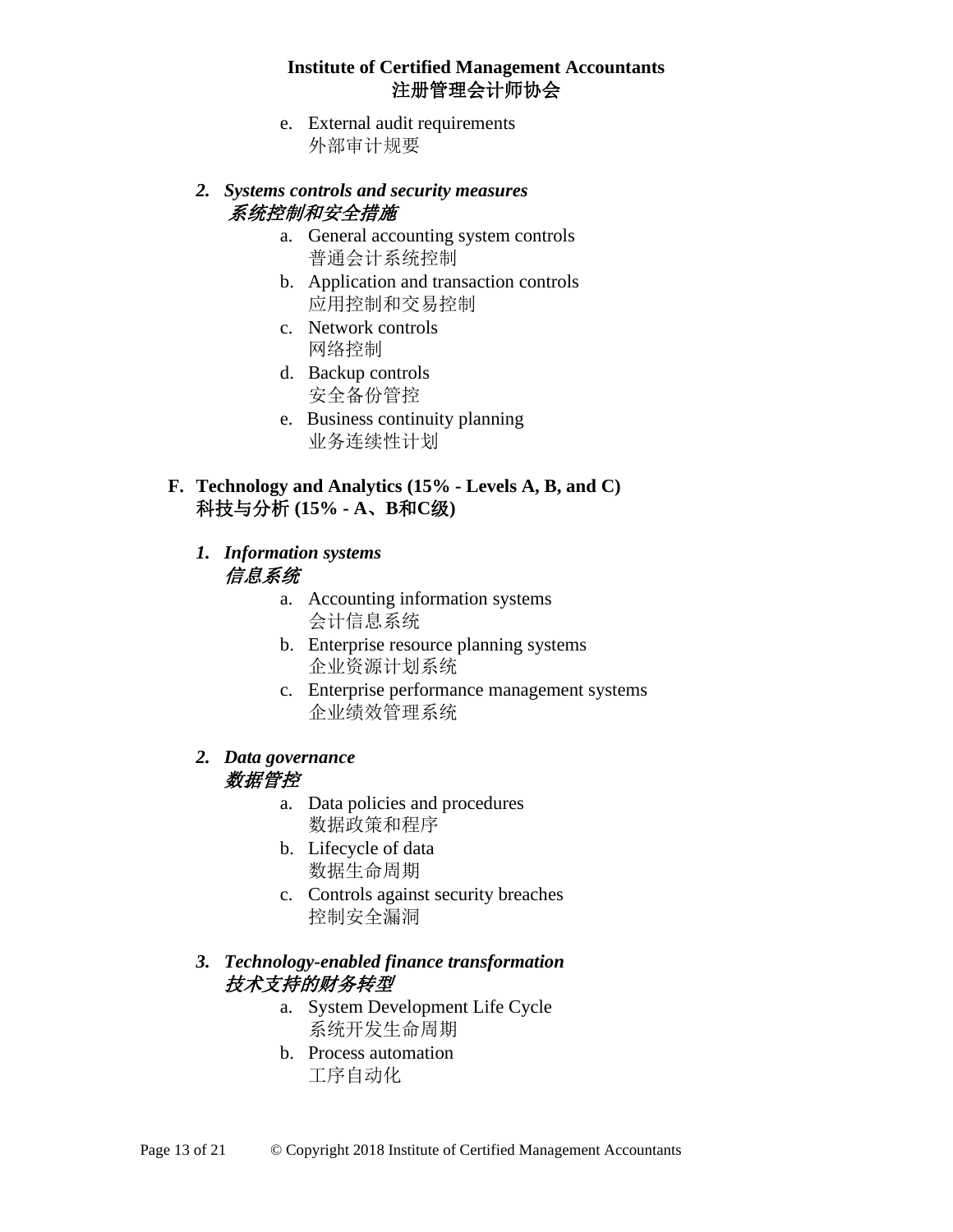e. External audit requirements
   外部审计规要

### *2. Systems controls and security measures*
### *系统控制和安全措施*

a. General accounting system controls
   普通会计系统控制
b. Application and transaction controls
   应用控制和交易控制
c. Network controls
   网络控制
d. Backup controls
   安全备份管控
e. Business continuity planning
   业务连续性计划

## F. Technology and Analytics (15% - Levels A, B, and C)
## 科技与分析 (15% - A、B和C级)

### *1. Information systems*
### *信息系统*

a. Accounting information systems
   会计信息系统
b. Enterprise resource planning systems
   企业资源计划系统
c. Enterprise performance management systems
   企业绩效管理系统

### *2. Data governance*
### *数据管控*

a. Data policies and procedures
   数据政策和程序
b. Lifecycle of data
   数据生命周期
c. Controls against security breaches
   控制安全漏洞

### *3. Technology-enabled finance transformation*
### *技术支持的财务转型*

a. System Development Life Cycle
   系统开发生命周期
b. Process automation
   工序自动化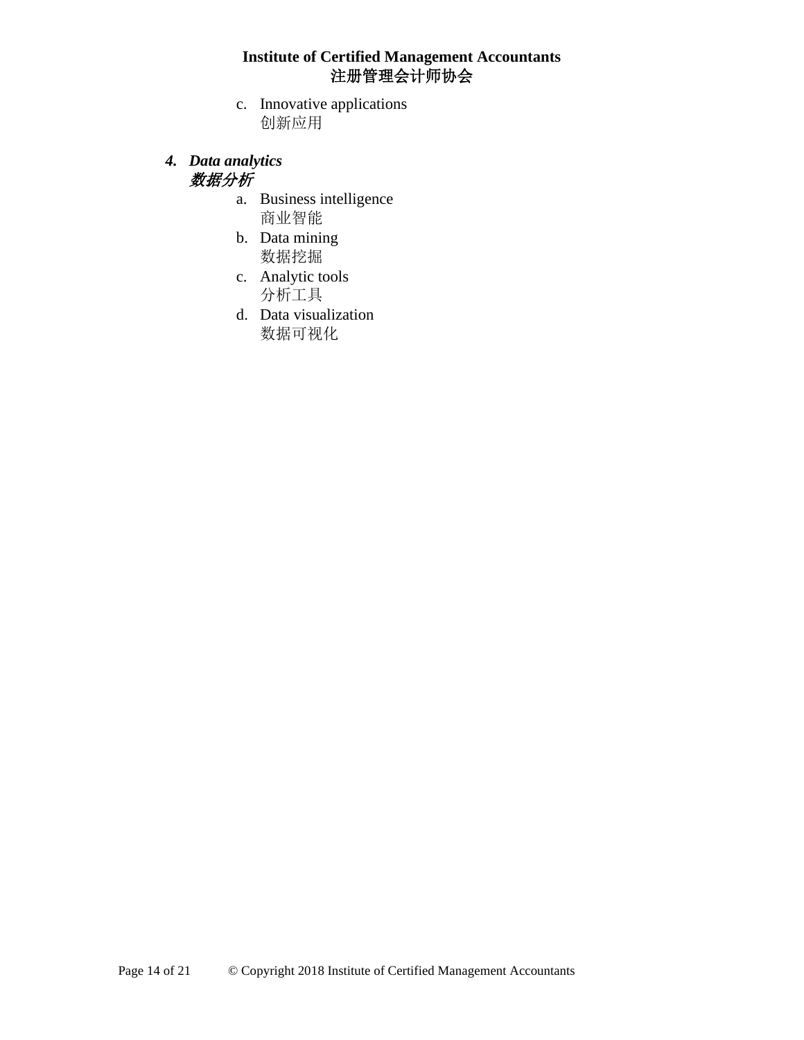c. Innovative applications
   创新应用

4. ***Data analytics***
   ***数据分析***

   a. Business intelligence
      商业智能
   b. Data mining
      数据挖掘
   c. Analytic tools
      分析工具
   d. Data visualization
      数据可视化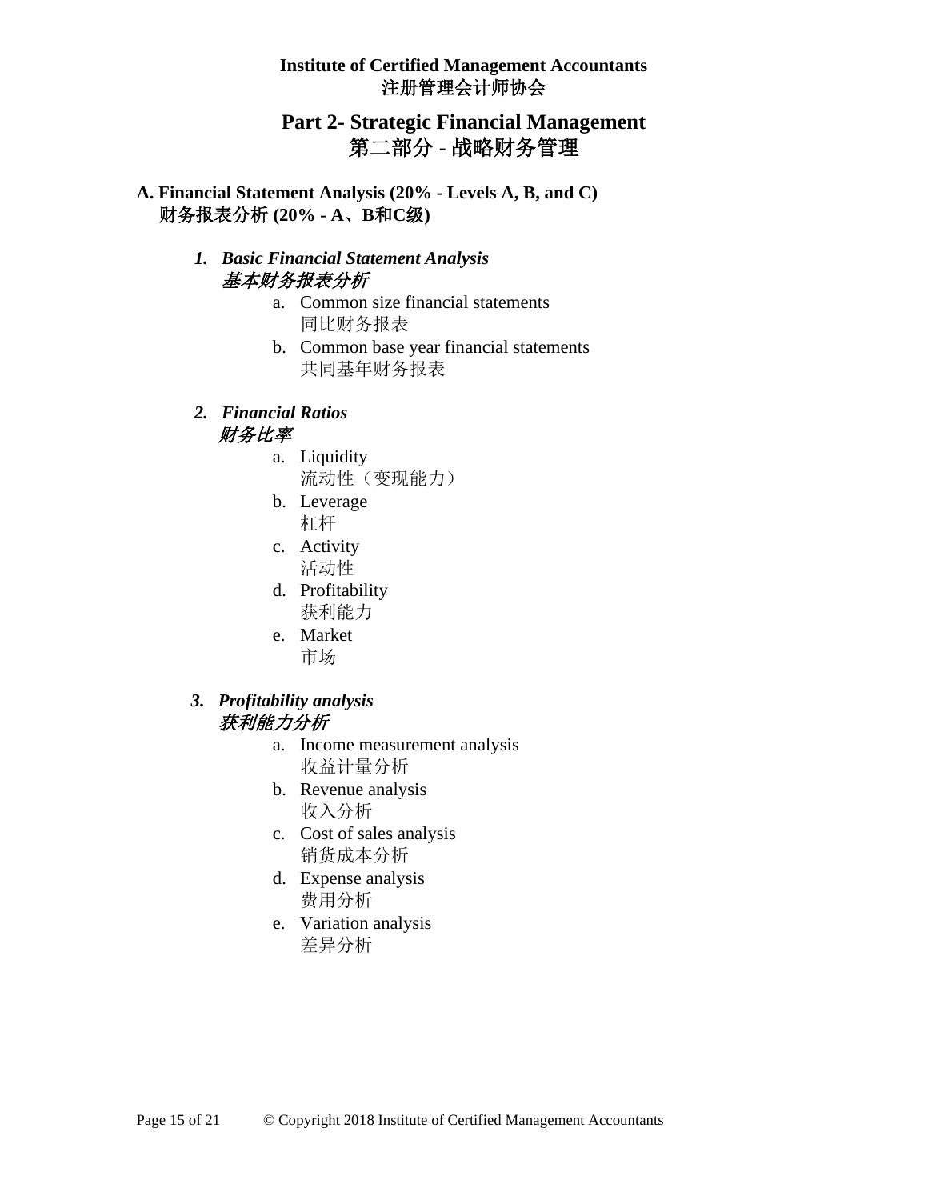**Institute of Certified Management Accountants**
**注册管理会计师协会**

## Part 2- Strategic Financial Management
## 第二部分 - 战略财务管理

### A. Financial Statement Analysis (20% - Levels A, B, and C)
### 财务报表分析 (20% - A、B和C级)

#### *1. Basic Financial Statement Analysis*
#### *基本财务报表分析*

a. Common size financial statements
同比财务报表

b. Common base year financial statements
共同基年财务报表

#### *2. Financial Ratios*
#### *财务比率*

a. Liquidity
流动性（变现能力）

b. Leverage
杠杆

c. Activity
活动性

d. Profitability
获利能力

e. Market
市场

#### *3. Profitability analysis*
#### *获利能力分析*

a. Income measurement analysis
收益计量分析

b. Revenue analysis
收入分析

c. Cost of sales analysis
销货成本分析

d. Expense analysis
费用分析

e. Variation analysis
差异分析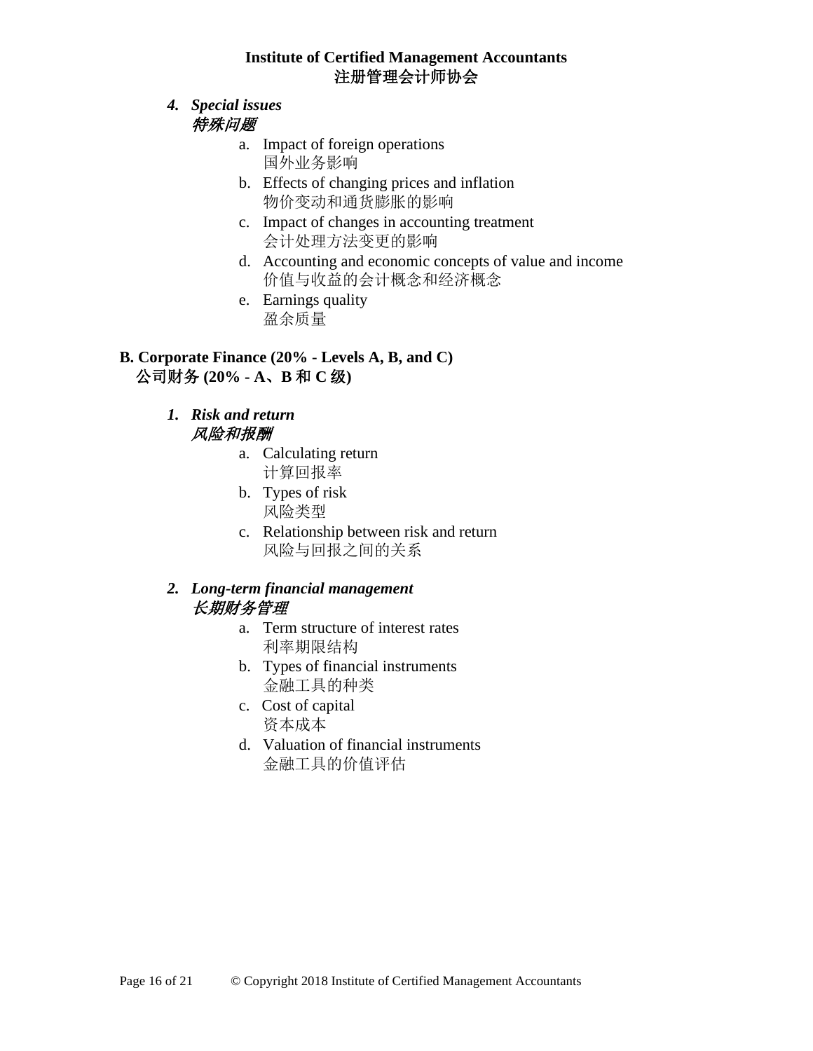4. ***Special issues***
   ***特殊问题***
   a. Impact of foreign operations
      国外业务影响
   b. Effects of changing prices and inflation
      物价变动和通货膨胀的影响
   c. Impact of changes in accounting treatment
      会计处理方法变更的影响
   d. Accounting and economic concepts of value and income
      价值与收益的会计概念和经济概念
   e. Earnings quality
      盈余质量

**B. Corporate Finance (20% - Levels A, B, and C)**
**公司财务 (20% - A、B 和 C 级)**

1. ***Risk and return***
   ***风险和报酬***
   a. Calculating return
      计算回报率
   b. Types of risk
      风险类型
   c. Relationship between risk and return
      风险与回报之间的关系

2. ***Long-term financial management***
   ***长期财务管理***
   a. Term structure of interest rates
      利率期限结构
   b. Types of financial instruments
      金融工具的种类
   c. Cost of capital
      资本成本
   d. Valuation of financial instruments
      金融工具的价值评估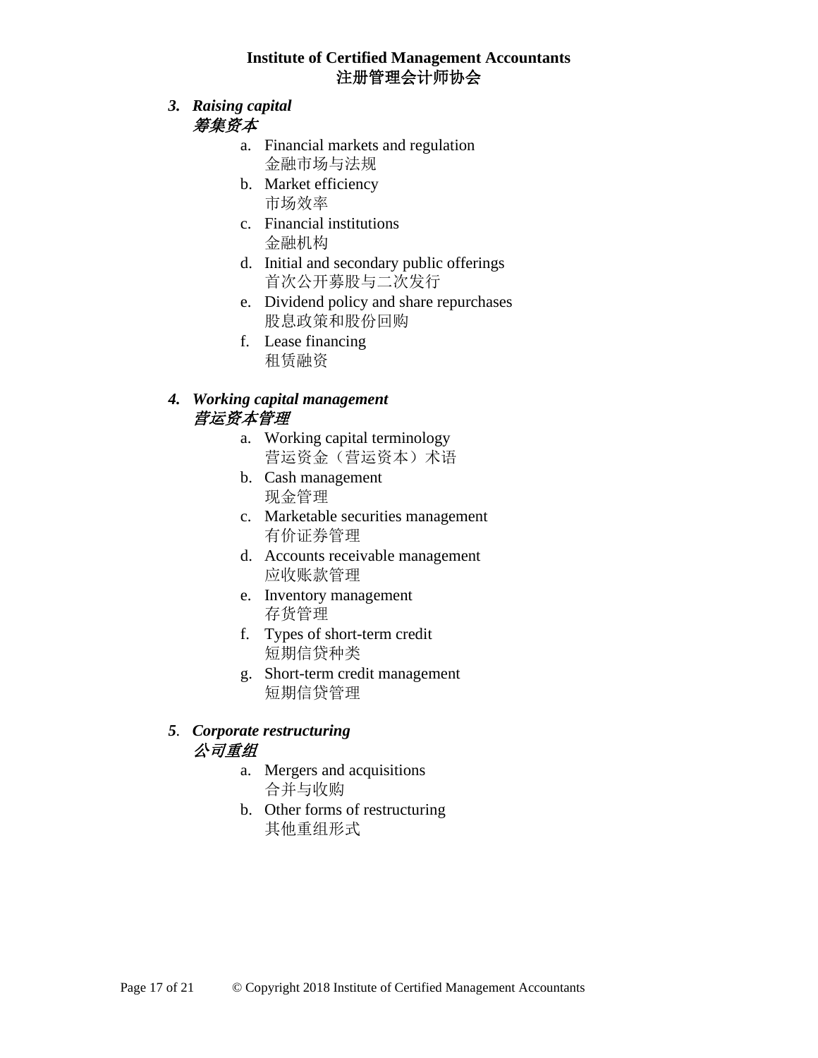***3. Raising capital***
***筹集资本***

a. Financial markets and regulation
   金融市场与法规
b. Market efficiency
   市场效率
c. Financial institutions
   金融机构
d. Initial and secondary public offerings
   首次公开募股与二次发行
e. Dividend policy and share repurchases
   股息政策和股份回购
f. Lease financing
   租赁融资

***4. Working capital management***
***营运资本管理***

a. Working capital terminology
   营运资金（营运资本）术语
b. Cash management
   现金管理
c. Marketable securities management
   有价证券管理
d. Accounts receivable management
   应收账款管理
e. Inventory management
   存货管理
f. Types of short-term credit
   短期信贷种类
g. Short-term credit management
   短期信贷管理

***5. Corporate restructuring***
***公司重组***

a. Mergers and acquisitions
   合并与收购
b. Other forms of restructuring
   其他重组形式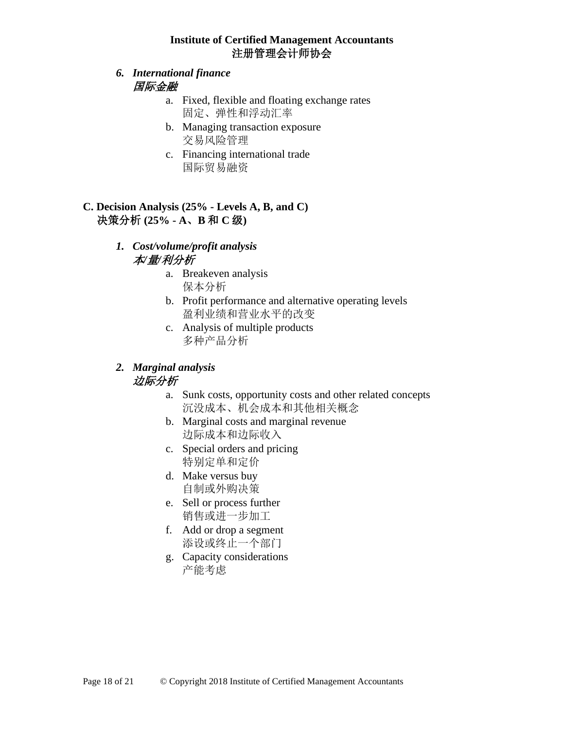*6. International finance*
*国际金融*

a. Fixed, flexible and floating exchange rates
固定、弹性和浮动汇率

b. Managing transaction exposure
交易风险管理

c. Financing international trade
国际贸易融资

**C. Decision Analysis (25% - Levels A, B, and C)**
**决策分析 (25% - A、B 和 C 级)**

*1. Cost/volume/profit analysis*
*本/量/利分析*

a. Breakeven analysis
保本分析

b. Profit performance and alternative operating levels
盈利业绩和营业水平的改变

c. Analysis of multiple products
多种产品分析

*2. Marginal analysis*
*边际分析*

a. Sunk costs, opportunity costs and other related concepts
沉没成本、机会成本和其他相关概念

b. Marginal costs and marginal revenue
边际成本和边际收入

c. Special orders and pricing
特别定单和定价

d. Make versus buy
自制或外购决策

e. Sell or process further
销售或进一步加工

f. Add or drop a segment
添设或终止一个部门

g. Capacity considerations
产能考虑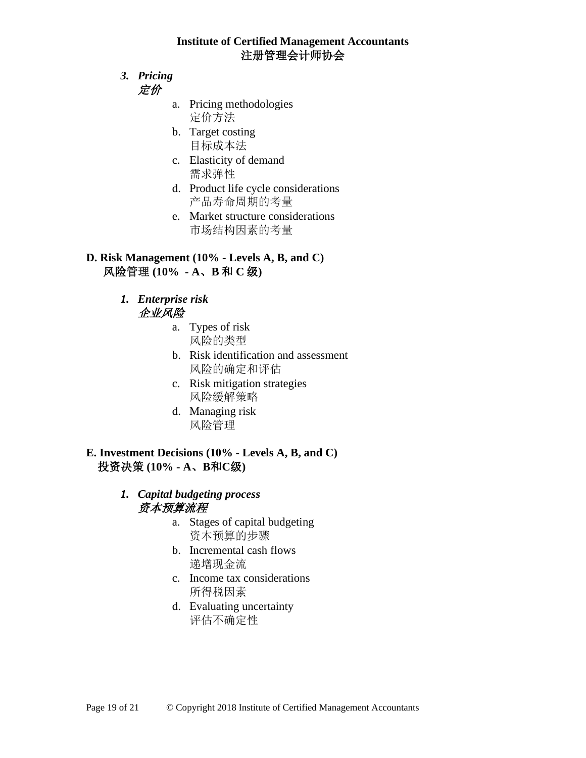### *3. Pricing*
### *定价*

a. Pricing methodologies
   定价方法
b. Target costing
   目标成本法
c. Elasticity of demand
   需求弹性
d. Product life cycle considerations
   产品寿命周期的考量
e. Market structure considerations
   市场结构因素的考量

## D. Risk Management (10% - Levels A, B, and C)
## 风险管理 (10% - A、B 和 C 级)

### *1. Enterprise risk*
### *企业风险*

a. Types of risk
   风险的类型
b. Risk identification and assessment
   风险的确定和评估
c. Risk mitigation strategies
   风险缓解策略
d. Managing risk
   风险管理

## E. Investment Decisions (10% - Levels A, B, and C)
## 投资决策 (10% - A、B和C级)

### *1. Capital budgeting process*
### *资本预算流程*

a. Stages of capital budgeting
   资本预算的步骤
b. Incremental cash flows
   递增现金流
c. Income tax considerations
   所得税因素
d. Evaluating uncertainty
   评估不确定性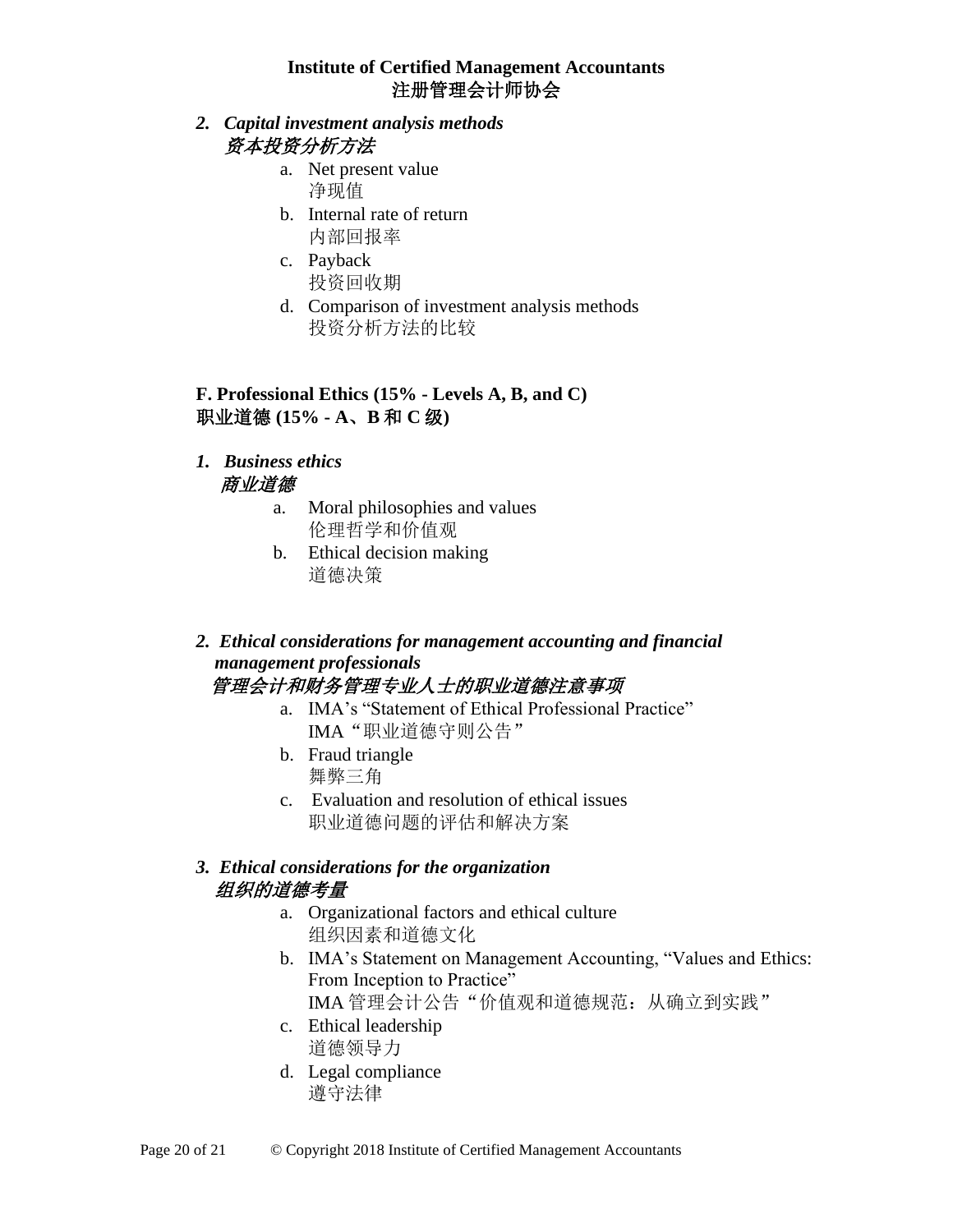*2. Capital investment analysis methods*
*资本投资分析方法*

a. Net present value
净现值

b. Internal rate of return
内部回报率

c. Payback
投资回收期

d. Comparison of investment analysis methods
投资分析方法的比较

**F. Professional Ethics (15% - Levels A, B, and C)**
**职业道德 (15% - A、B 和 C 级)**

*1. Business ethics*
*商业道德*

a. Moral philosophies and values
伦理哲学和价值观

b. Ethical decision making
道德决策

*2. Ethical considerations for management accounting and financial management professionals*
*管理会计和财务管理专业人士的职业道德注意事项*

a. IMA's "Statement of Ethical Professional Practice"
IMA"职业道德守则公告"

b. Fraud triangle
舞弊三角

c. Evaluation and resolution of ethical issues
职业道德问题的评估和解决方案

*3. Ethical considerations for the organization*
*组织的道德考量*

a. Organizational factors and ethical culture
组织因素和道德文化

b. IMA's Statement on Management Accounting, "Values and Ethics: From Inception to Practice"
IMA 管理会计公告"价值观和道德规范：从确立到实践"

c. Ethical leadership
道德领导力

d. Legal compliance
遵守法律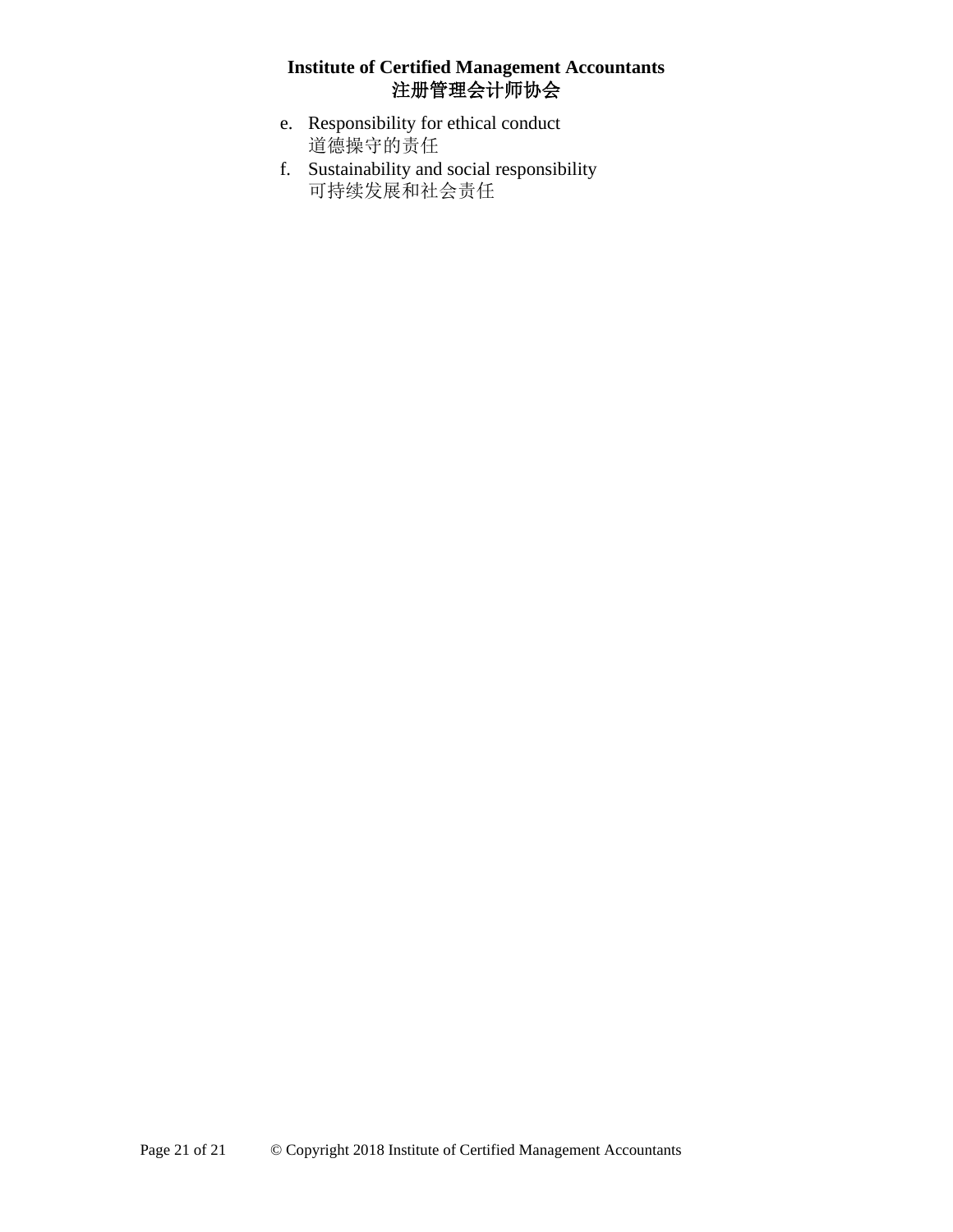e. Responsibility for ethical conduct
   道德操守的责任
f. Sustainability and social responsibility
   可持续发展和社会责任